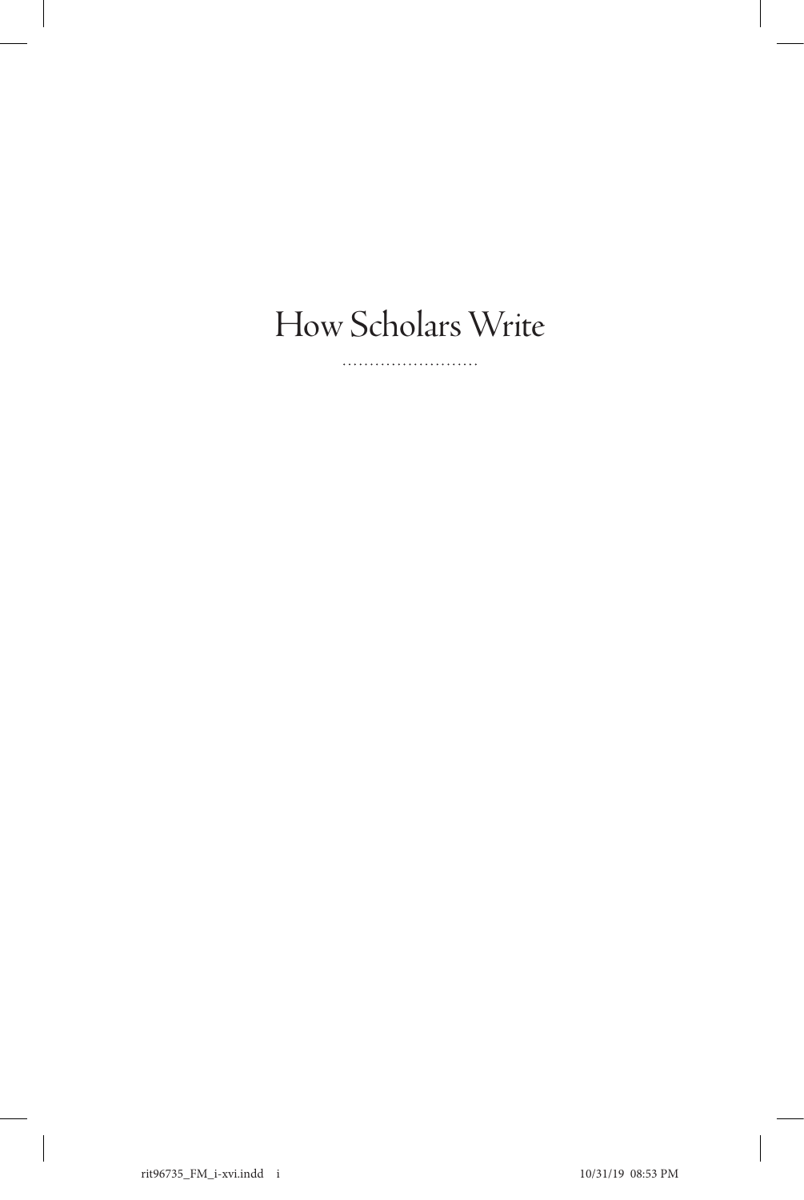# How Scholars Write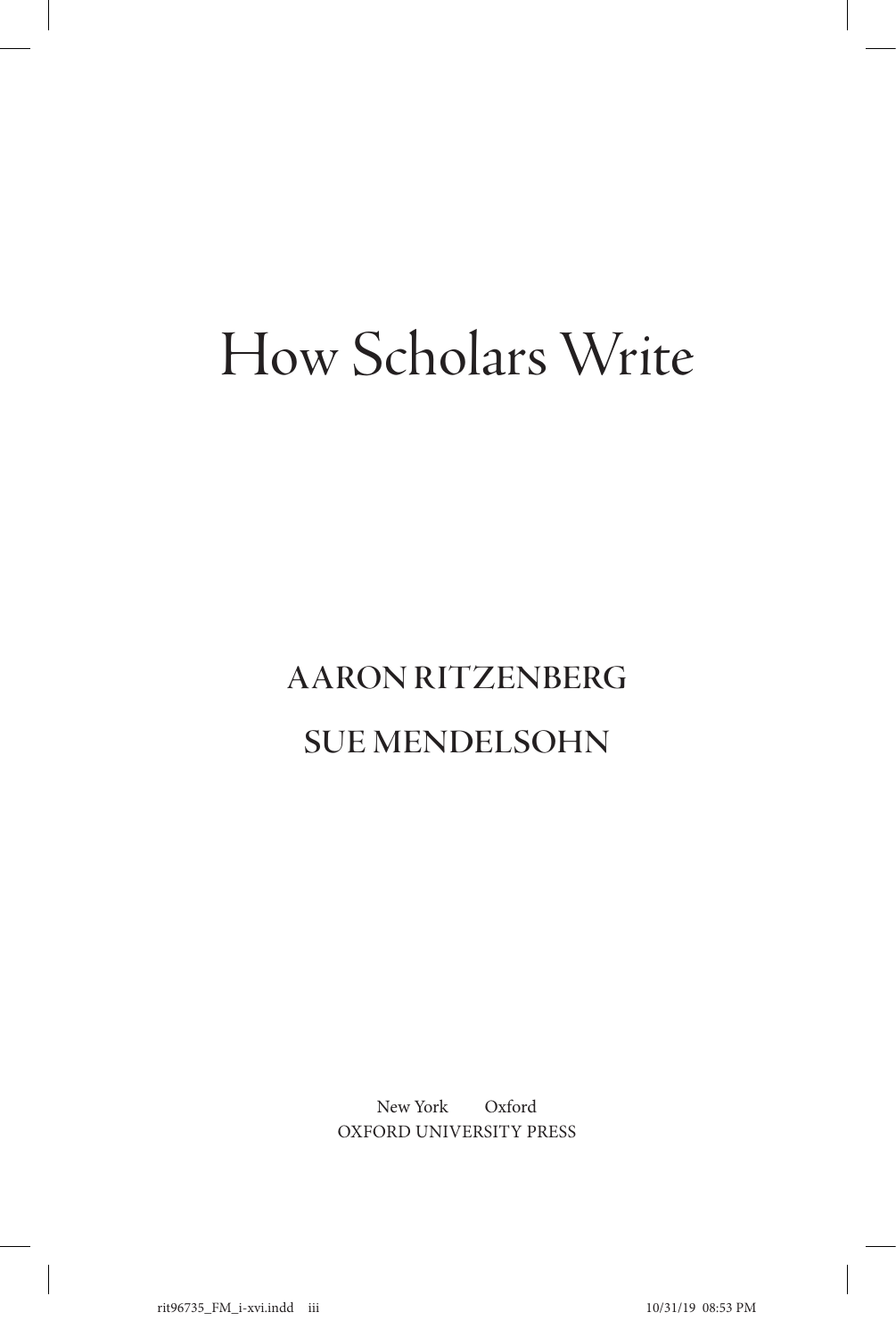# How Scholars Write

**AARON RITZENBERG**

**SUE MENDELSOHN**

New York Oxford
OXFORD UNIVERSITY PRESS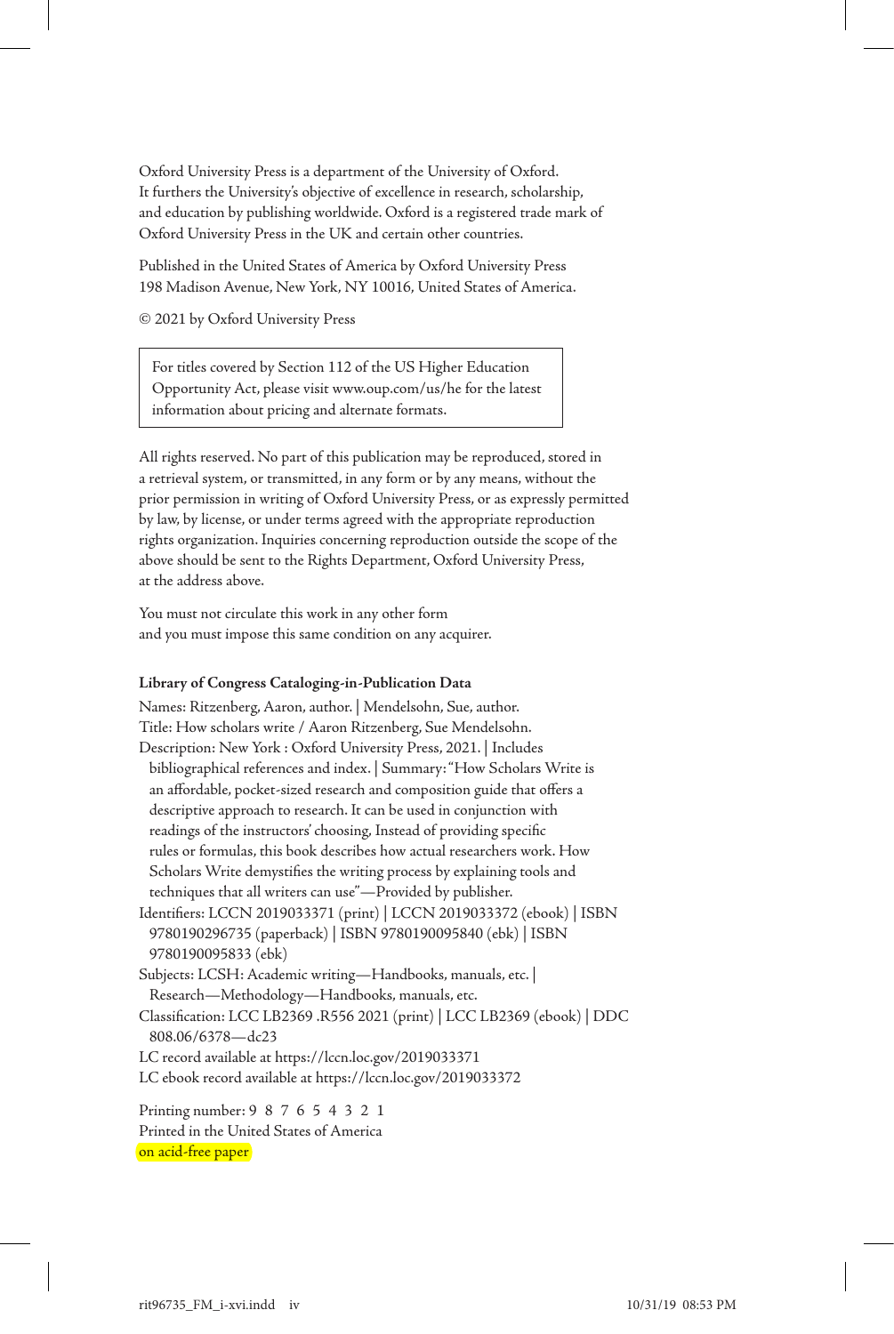Oxford University Press is a department of the University of Oxford. It furthers the University's objective of excellence in research, scholarship, and education by publishing worldwide. Oxford is a registered trade mark of Oxford University Press in the UK and certain other countries.

Published in the United States of America by Oxford University Press
198 Madison Avenue, New York, NY 10016, United States of America.

© 2021 by Oxford University Press

For titles covered by Section 112 of the US Higher Education Opportunity Act, please visit www.oup.com/us/he for the latest information about pricing and alternate formats.

All rights reserved. No part of this publication may be reproduced, stored in a retrieval system, or transmitted, in any form or by any means, without the prior permission in writing of Oxford University Press, or as expressly permitted by law, by license, or under terms agreed with the appropriate reproduction rights organization. Inquiries concerning reproduction outside the scope of the above should be sent to the Rights Department, Oxford University Press, at the address above.

You must not circulate this work in any other form
and you must impose this same condition on any acquirer.

**Library of Congress Cataloging-in-Publication Data**

Names: Ritzenberg, Aaron, author. | Mendelsohn, Sue, author.
Title: How scholars write / Aaron Ritzenberg, Sue Mendelsohn.
Description: New York : Oxford University Press, 2021. | Includes bibliographical references and index. | Summary: "How Scholars Write is an affordable, pocket-sized research and composition guide that offers a descriptive approach to research. It can be used in conjunction with readings of the instructors' choosing, Instead of providing specific rules or formulas, this book describes how actual researchers work. How Scholars Write demystifies the writing process by explaining tools and techniques that all writers can use"—Provided by publisher.
Identifiers: LCCN 2019033371 (print) | LCCN 2019033372 (ebook) | ISBN 9780190296735 (paperback) | ISBN 9780190095840 (ebk) | ISBN 9780190095833 (ebk)
Subjects: LCSH: Academic writing—Handbooks, manuals, etc. | Research—Methodology—Handbooks, manuals, etc.
Classification: LCC LB2369 .R556 2021 (print) | LCC LB2369 (ebook) | DDC 808.06/6378—dc23
LC record available at https://lccn.loc.gov/2019033371
LC ebook record available at https://lccn.loc.gov/2019033372

Printing number: 9 8 7 6 5 4 3 2 1
Printed in the United States of America
on acid-free paper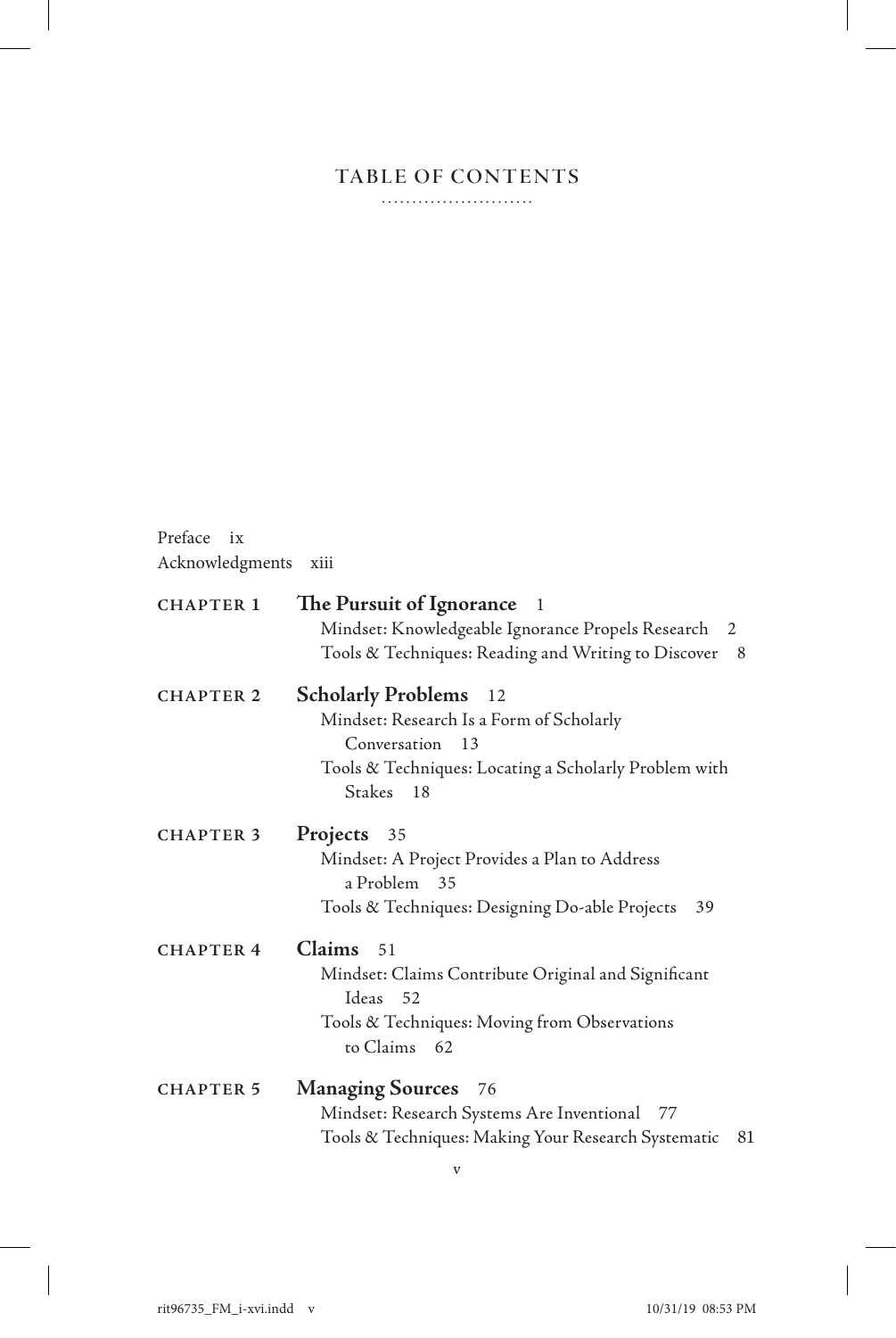# TABLE OF CONTENTS

Preface ix
Acknowledgments xiii

**CHAPTER 1** **The Pursuit of Ignorance** 1
- Mindset: Knowledgeable Ignorance Propels Research 2
- Tools & Techniques: Reading and Writing to Discover 8

**CHAPTER 2** **Scholarly Problems** 12
- Mindset: Research Is a Form of Scholarly Conversation 13
- Tools & Techniques: Locating a Scholarly Problem with Stakes 18

**CHAPTER 3** **Projects** 35
- Mindset: A Project Provides a Plan to Address a Problem 35
- Tools & Techniques: Designing Do-able Projects 39

**CHAPTER 4** **Claims** 51
- Mindset: Claims Contribute Original and Significant Ideas 52
- Tools & Techniques: Moving from Observations to Claims 62

**CHAPTER 5** **Managing Sources** 76
- Mindset: Research Systems Are Inventional 77
- Tools & Techniques: Making Your Research Systematic 81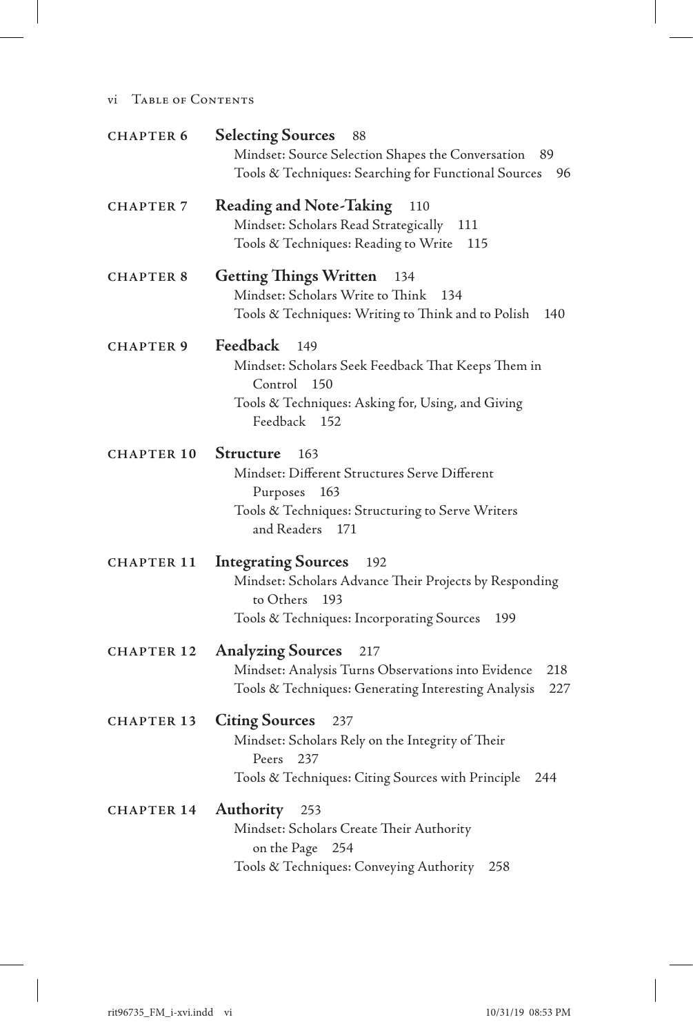| | |
|---|---|
| **CHAPTER 6** | **Selecting Sources** 88<br>Mindset: Source Selection Shapes the Conversation 89<br>Tools & Techniques: Searching for Functional Sources 96 |
| **CHAPTER 7** | **Reading and Note-Taking** 110<br>Mindset: Scholars Read Strategically 111<br>Tools & Techniques: Reading to Write 115 |
| **CHAPTER 8** | **Getting Things Written** 134<br>Mindset: Scholars Write to Think 134<br>Tools & Techniques: Writing to Think and to Polish 140 |
| **CHAPTER 9** | **Feedback** 149<br>Mindset: Scholars Seek Feedback That Keeps Them in Control 150<br>Tools & Techniques: Asking for, Using, and Giving Feedback 152 |
| **CHAPTER 10** | **Structure** 163<br>Mindset: Different Structures Serve Different Purposes 163<br>Tools & Techniques: Structuring to Serve Writers and Readers 171 |
| **CHAPTER 11** | **Integrating Sources** 192<br>Mindset: Scholars Advance Their Projects by Responding to Others 193<br>Tools & Techniques: Incorporating Sources 199 |
| **CHAPTER 12** | **Analyzing Sources** 217<br>Mindset: Analysis Turns Observations into Evidence 218<br>Tools & Techniques: Generating Interesting Analysis 227 |
| **CHAPTER 13** | **Citing Sources** 237<br>Mindset: Scholars Rely on the Integrity of Their Peers 237<br>Tools & Techniques: Citing Sources with Principle 244 |
| **CHAPTER 14** | **Authority** 253<br>Mindset: Scholars Create Their Authority on the Page 254<br>Tools & Techniques: Conveying Authority 258 |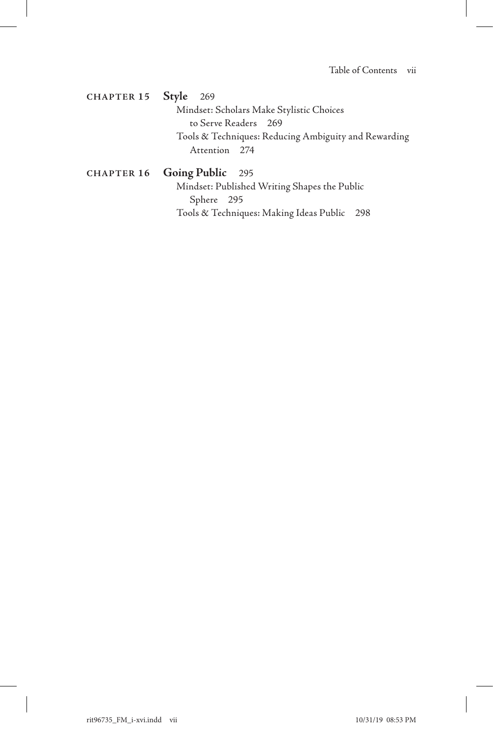**CHAPTER 15** **Style** 269

Mindset: Scholars Make Stylistic Choices to Serve Readers 269

Tools & Techniques: Reducing Ambiguity and Rewarding Attention 274

**CHAPTER 16** **Going Public** 295

Mindset: Published Writing Shapes the Public Sphere 295

Tools & Techniques: Making Ideas Public 298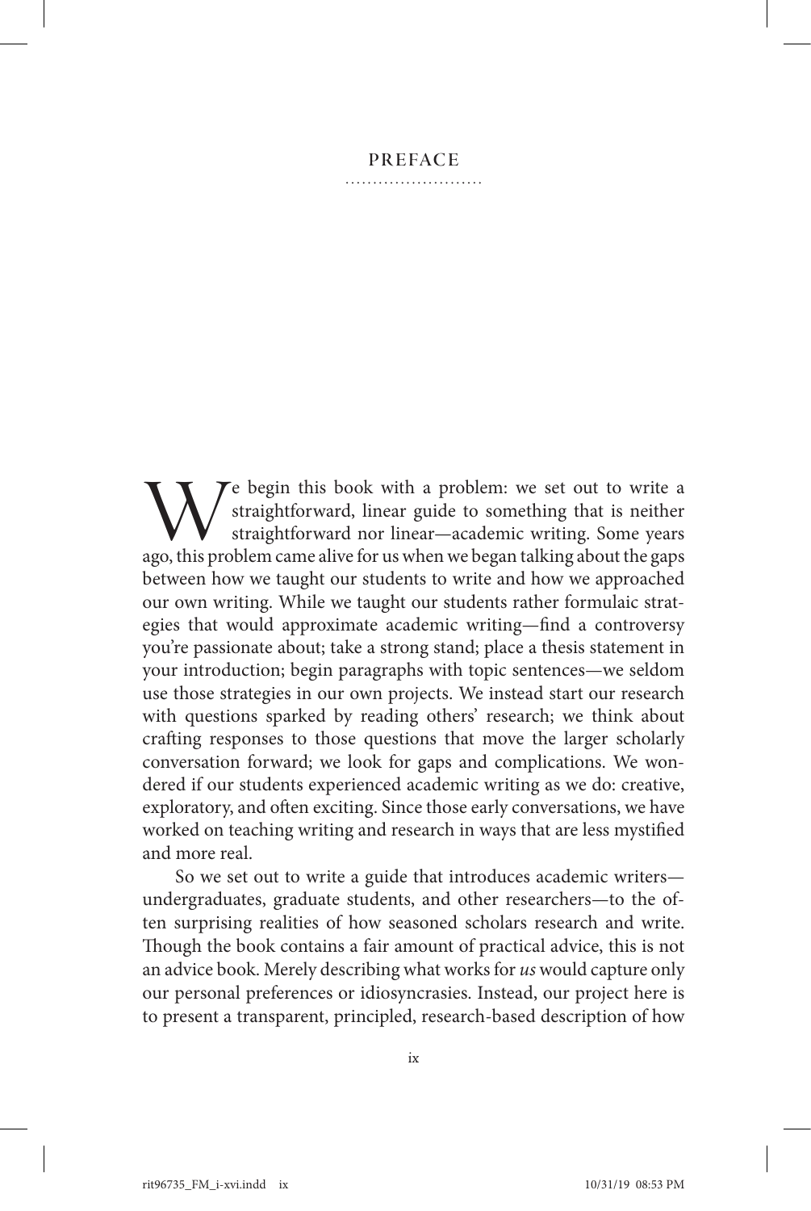# PREFACE

We begin this book with a problem: we set out to write a straightforward, linear guide to something that is neither straightforward nor linear—academic writing. Some years ago, this problem came alive for us when we began talking about the gaps between how we taught our students to write and how we approached our own writing. While we taught our students rather formulaic strategies that would approximate academic writing—find a controversy you're passionate about; take a strong stand; place a thesis statement in your introduction; begin paragraphs with topic sentences—we seldom use those strategies in our own projects. We instead start our research with questions sparked by reading others' research; we think about crafting responses to those questions that move the larger scholarly conversation forward; we look for gaps and complications. We wondered if our students experienced academic writing as we do: creative, exploratory, and often exciting. Since those early conversations, we have worked on teaching writing and research in ways that are less mystified and more real.

So we set out to write a guide that introduces academic writers—undergraduates, graduate students, and other researchers—to the often surprising realities of how seasoned scholars research and write. Though the book contains a fair amount of practical advice, this is not an advice book. Merely describing what works for *us* would capture only our personal preferences or idiosyncrasies. Instead, our project here is to present a transparent, principled, research-based description of how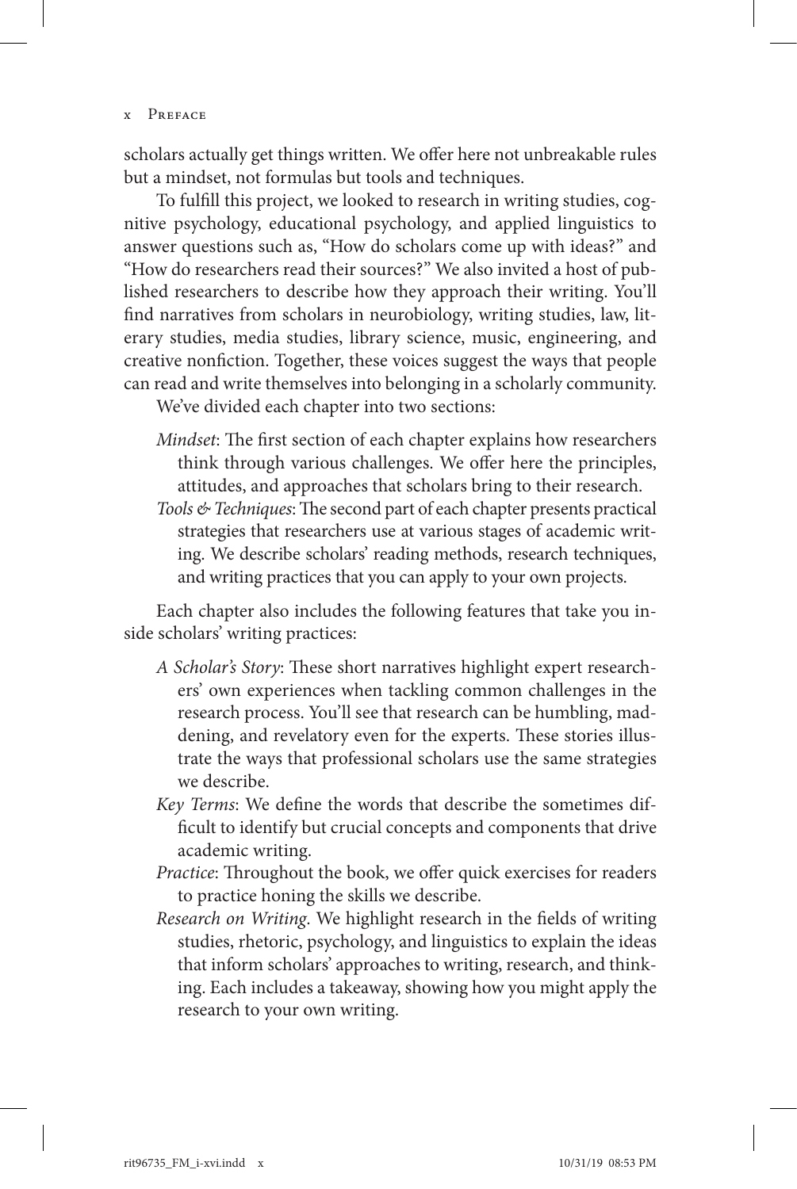scholars actually get things written. We offer here not unbreakable rules but a mindset, not formulas but tools and techniques.

To fulfill this project, we looked to research in writing studies, cognitive psychology, educational psychology, and applied linguistics to answer questions such as, "How do scholars come up with ideas?" and "How do researchers read their sources?" We also invited a host of published researchers to describe how they approach their writing. You'll find narratives from scholars in neurobiology, writing studies, law, literary studies, media studies, library science, music, engineering, and creative nonfiction. Together, these voices suggest the ways that people can read and write themselves into belonging in a scholarly community.

We've divided each chapter into two sections:

*Mindset*: The first section of each chapter explains how researchers think through various challenges. We offer here the principles, attitudes, and approaches that scholars bring to their research.

*Tools & Techniques*: The second part of each chapter presents practical strategies that researchers use at various stages of academic writing. We describe scholars' reading methods, research techniques, and writing practices that you can apply to your own projects.

Each chapter also includes the following features that take you inside scholars' writing practices:

*A Scholar's Story*: These short narratives highlight expert researchers' own experiences when tackling common challenges in the research process. You'll see that research can be humbling, maddening, and revelatory even for the experts. These stories illustrate the ways that professional scholars use the same strategies we describe.

*Key Terms*: We define the words that describe the sometimes difficult to identify but crucial concepts and components that drive academic writing.

*Practice*: Throughout the book, we offer quick exercises for readers to practice honing the skills we describe.

*Research on Writing*. We highlight research in the fields of writing studies, rhetoric, psychology, and linguistics to explain the ideas that inform scholars' approaches to writing, research, and thinking. Each includes a takeaway, showing how you might apply the research to your own writing.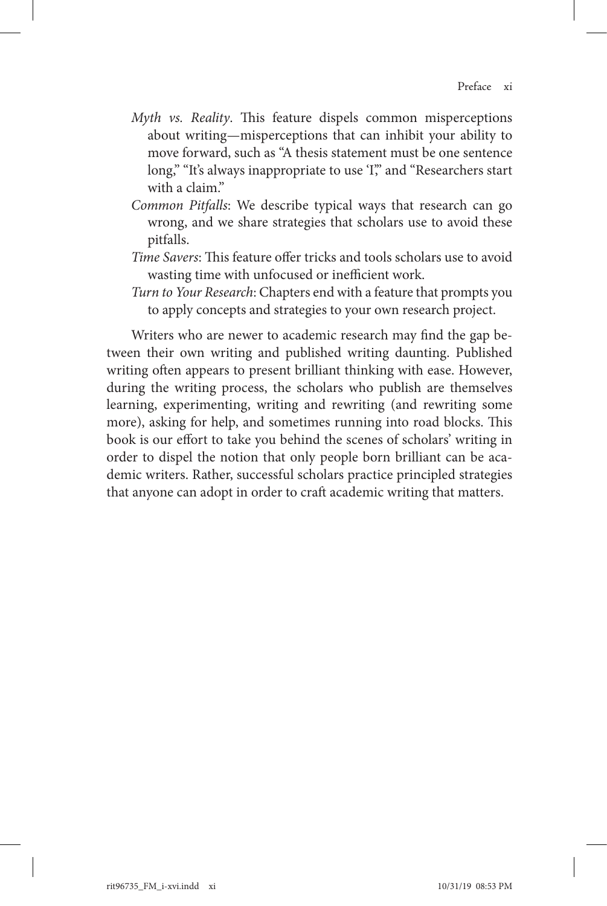*Myth vs. Reality*. This feature dispels common misperceptions about writing—misperceptions that can inhibit your ability to move forward, such as "A thesis statement must be one sentence long," "It's always inappropriate to use 'I,'" and "Researchers start with a claim."

*Common Pitfalls*: We describe typical ways that research can go wrong, and we share strategies that scholars use to avoid these pitfalls.

*Time Savers*: This feature offer tricks and tools scholars use to avoid wasting time with unfocused or inefficient work.

*Turn to Your Research*: Chapters end with a feature that prompts you to apply concepts and strategies to your own research project.

Writers who are newer to academic research may find the gap between their own writing and published writing daunting. Published writing often appears to present brilliant thinking with ease. However, during the writing process, the scholars who publish are themselves learning, experimenting, writing and rewriting (and rewriting some more), asking for help, and sometimes running into road blocks. This book is our effort to take you behind the scenes of scholars' writing in order to dispel the notion that only people born brilliant can be academic writers. Rather, successful scholars practice principled strategies that anyone can adopt in order to craft academic writing that matters.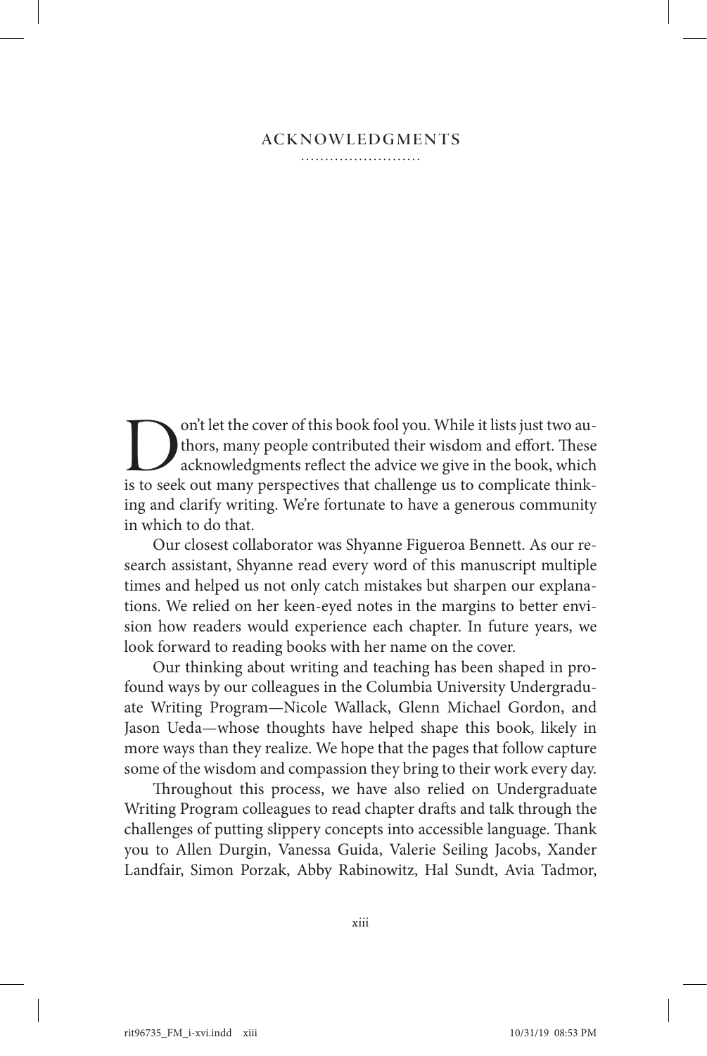# ACKNOWLEDGMENTS

Don't let the cover of this book fool you. While it lists just two authors, many people contributed their wisdom and effort. These acknowledgments reflect the advice we give in the book, which is to seek out many perspectives that challenge us to complicate thinking and clarify writing. We're fortunate to have a generous community in which to do that.

Our closest collaborator was Shyanne Figueroa Bennett. As our research assistant, Shyanne read every word of this manuscript multiple times and helped us not only catch mistakes but sharpen our explanations. We relied on her keen-eyed notes in the margins to better envision how readers would experience each chapter. In future years, we look forward to reading books with her name on the cover.

Our thinking about writing and teaching has been shaped in profound ways by our colleagues in the Columbia University Undergraduate Writing Program—Nicole Wallack, Glenn Michael Gordon, and Jason Ueda—whose thoughts have helped shape this book, likely in more ways than they realize. We hope that the pages that follow capture some of the wisdom and compassion they bring to their work every day.

Throughout this process, we have also relied on Undergraduate Writing Program colleagues to read chapter drafts and talk through the challenges of putting slippery concepts into accessible language. Thank you to Allen Durgin, Vanessa Guida, Valerie Seiling Jacobs, Xander Landfair, Simon Porzak, Abby Rabinowitz, Hal Sundt, Avia Tadmor,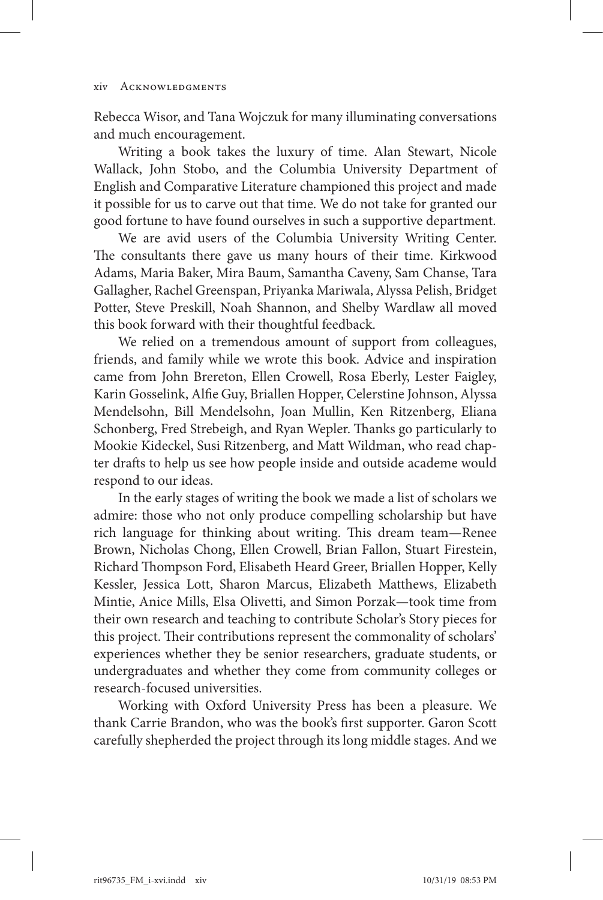Rebecca Wisor, and Tana Wojczuk for many illuminating conversations and much encouragement.

Writing a book takes the luxury of time. Alan Stewart, Nicole Wallack, John Stobo, and the Columbia University Department of English and Comparative Literature championed this project and made it possible for us to carve out that time. We do not take for granted our good fortune to have found ourselves in such a supportive department.

We are avid users of the Columbia University Writing Center. The consultants there gave us many hours of their time. Kirkwood Adams, Maria Baker, Mira Baum, Samantha Caveny, Sam Chanse, Tara Gallagher, Rachel Greenspan, Priyanka Mariwala, Alyssa Pelish, Bridget Potter, Steve Preskill, Noah Shannon, and Shelby Wardlaw all moved this book forward with their thoughtful feedback.

We relied on a tremendous amount of support from colleagues, friends, and family while we wrote this book. Advice and inspiration came from John Brereton, Ellen Crowell, Rosa Eberly, Lester Faigley, Karin Gosselink, Alfie Guy, Briallen Hopper, Celerstine Johnson, Alyssa Mendelsohn, Bill Mendelsohn, Joan Mullin, Ken Ritzenberg, Eliana Schonberg, Fred Strebeigh, and Ryan Wepler. Thanks go particularly to Mookie Kideckel, Susi Ritzenberg, and Matt Wildman, who read chapter drafts to help us see how people inside and outside academe would respond to our ideas.

In the early stages of writing the book we made a list of scholars we admire: those who not only produce compelling scholarship but have rich language for thinking about writing. This dream team—Renee Brown, Nicholas Chong, Ellen Crowell, Brian Fallon, Stuart Firestein, Richard Thompson Ford, Elisabeth Heard Greer, Briallen Hopper, Kelly Kessler, Jessica Lott, Sharon Marcus, Elizabeth Matthews, Elizabeth Mintie, Anice Mills, Elsa Olivetti, and Simon Porzak—took time from their own research and teaching to contribute Scholar's Story pieces for this project. Their contributions represent the commonality of scholars' experiences whether they be senior researchers, graduate students, or undergraduates and whether they come from community colleges or research-focused universities.

Working with Oxford University Press has been a pleasure. We thank Carrie Brandon, who was the book's first supporter. Garon Scott carefully shepherded the project through its long middle stages. And we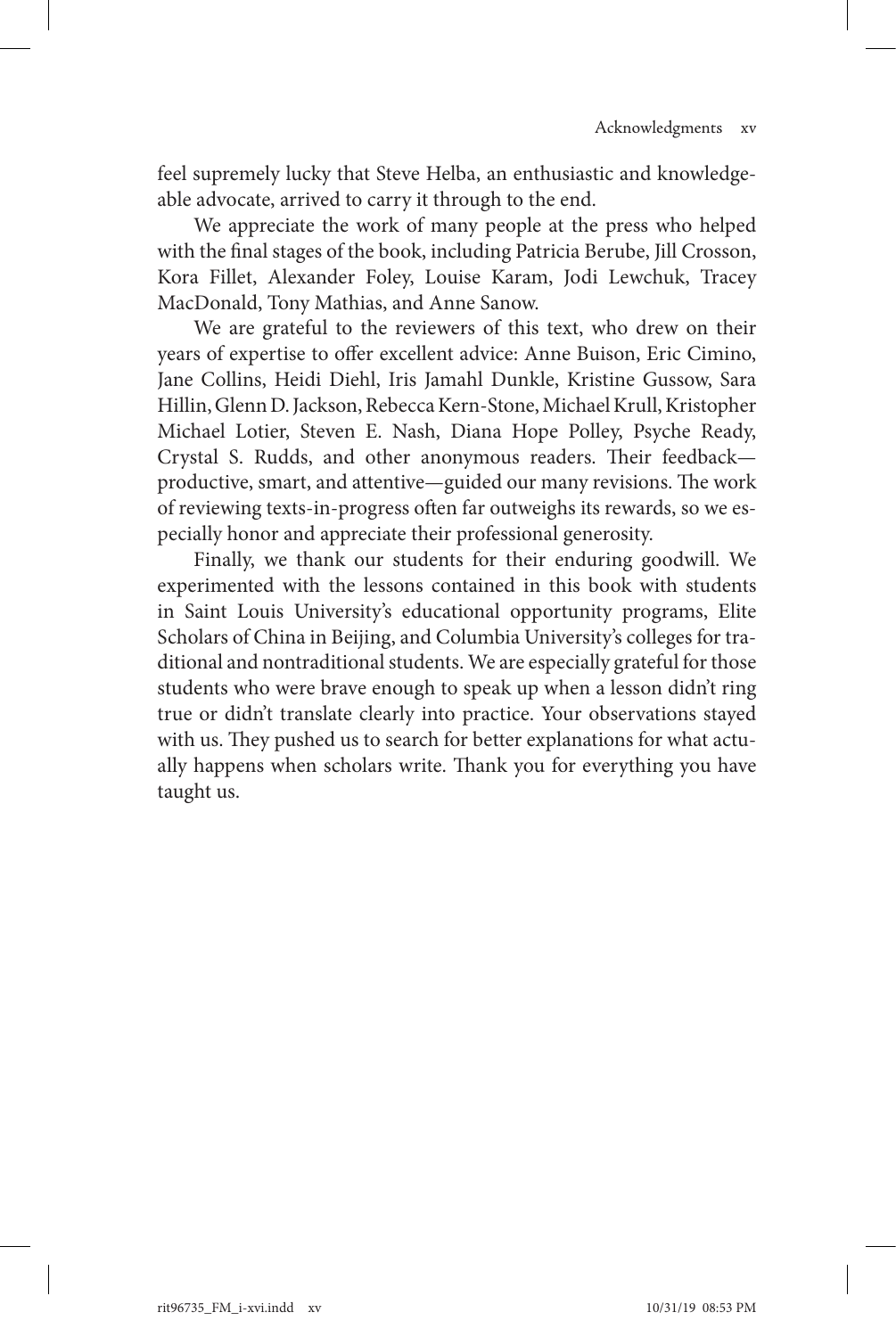feel supremely lucky that Steve Helba, an enthusiastic and knowledgeable advocate, arrived to carry it through to the end.

We appreciate the work of many people at the press who helped with the final stages of the book, including Patricia Berube, Jill Crosson, Kora Fillet, Alexander Foley, Louise Karam, Jodi Lewchuk, Tracey MacDonald, Tony Mathias, and Anne Sanow.

We are grateful to the reviewers of this text, who drew on their years of expertise to offer excellent advice: Anne Buison, Eric Cimino, Jane Collins, Heidi Diehl, Iris Jamahl Dunkle, Kristine Gussow, Sara Hillin, Glenn D. Jackson, Rebecca Kern-Stone, Michael Krull, Kristopher Michael Lotier, Steven E. Nash, Diana Hope Polley, Psyche Ready, Crystal S. Rudds, and other anonymous readers. Their feedback—productive, smart, and attentive—guided our many revisions. The work of reviewing texts-in-progress often far outweighs its rewards, so we especially honor and appreciate their professional generosity.

Finally, we thank our students for their enduring goodwill. We experimented with the lessons contained in this book with students in Saint Louis University's educational opportunity programs, Elite Scholars of China in Beijing, and Columbia University's colleges for traditional and nontraditional students. We are especially grateful for those students who were brave enough to speak up when a lesson didn't ring true or didn't translate clearly into practice. Your observations stayed with us. They pushed us to search for better explanations for what actually happens when scholars write. Thank you for everything you have taught us.